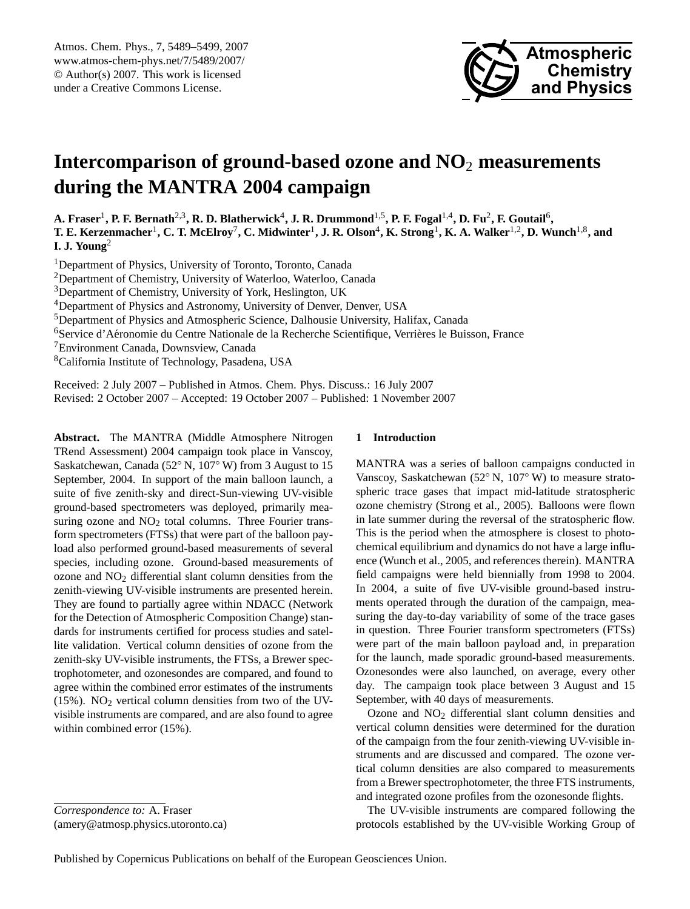# Intercomparison of ground-based ozone and $NO_2$ measurements during the MANTRA 2004 campaign

**A. Fraser[1], P. F. Bernath[2,3], R. D. Blatherwick[4], J. R. Drummond[1,5], P. F. Fogal[1,4], D. Fu[2], F. Goutail[6], T. E. Kerzenmacher[1], C. T. McElroy[7], C. Midwinter[1], J. R. Olson[4], K. Strong[1], K. A. Walker[1,2], D. Wunch[1,8], and I. J. Young[2]**

[1]Department of Physics, University of Toronto, Toronto, Canada
[2]Department of Chemistry, University of Waterloo, Waterloo, Canada
[3]Department of Chemistry, University of York, Heslington, UK
[4]Department of Physics and Astronomy, University of Denver, Denver, USA
[5]Department of Physics and Atmospheric Science, Dalhousie University, Halifax, Canada
[6]Service d'Aéronomie du Centre Nationale de la Recherche Scientifique, Verrières le Buisson, France
[7]Environment Canada, Downsview, Canada
[8]California Institute of Technology, Pasadena, USA

Received: 2 July 2007 – Published in Atmos. Chem. Phys. Discuss.: 16 July 2007
Revised: 2 October 2007 – Accepted: 19 October 2007 – Published: 1 November 2007

**Abstract.** The MANTRA (Middle Atmosphere Nitrogen TRend Assessment) 2004 campaign took place in Vanscoy, Saskatchewan, Canada (52° N, 107° W) from 3 August to 15 September, 2004. In support of the main balloon launch, a suite of five zenith-sky and direct-Sun-viewing UV-visible ground-based spectrometers was deployed, primarily measuring ozone and $NO_2$ total columns. Three Fourier transform spectrometers (FTSs) that were part of the balloon payload also performed ground-based measurements of several species, including ozone. Ground-based measurements of ozone and $NO_2$ differential slant column densities from the zenith-viewing UV-visible instruments are presented herein. They are found to partially agree within NDACC (Network for the Detection of Atmospheric Composition Change) standards for instruments certified for process studies and satellite validation. Vertical column densities of ozone from the zenith-sky UV-visible instruments, the FTSs, a Brewer spectrophotometer, and ozonesondes are compared, and found to agree within the combined error estimates of the instruments (15%). $NO_2$ vertical column densities from two of the UV-visible instruments are compared, and are also found to agree within combined error (15%).

*Correspondence to:* A. Fraser
(amery@atmosp.physics.utoronto.ca)

## 1 Introduction

MANTRA was a series of balloon campaigns conducted in Vanscoy, Saskatchewan (52° N, 107° W) to measure stratospheric trace gases that impact mid-latitude stratospheric ozone chemistry (Strong et al., 2005). Balloons were flown in late summer during the reversal of the stratospheric flow. This is the period when the atmosphere is closest to photochemical equilibrium and dynamics do not have a large influence (Wunch et al., 2005, and references therein). MANTRA field campaigns were held biennially from 1998 to 2004. In 2004, a suite of five UV-visible ground-based instruments operated through the duration of the campaign, measuring the day-to-day variability of some of the trace gases in question. Three Fourier transform spectrometers (FTSs) were part of the main balloon payload and, in preparation for the launch, made sporadic ground-based measurements. Ozonesondes were also launched, on average, every other day. The campaign took place between 3 August and 15 September, with 40 days of measurements.

Ozone and $NO_2$ differential slant column densities and vertical column densities were determined for the duration of the campaign from the four zenith-viewing UV-visible instruments and are discussed and compared. The ozone vertical column densities are also compared to measurements from a Brewer spectrophotometer, the three FTS instruments, and integrated ozone profiles from the ozonesonde flights.

The UV-visible instruments are compared following the protocols established by the UV-visible Working Group of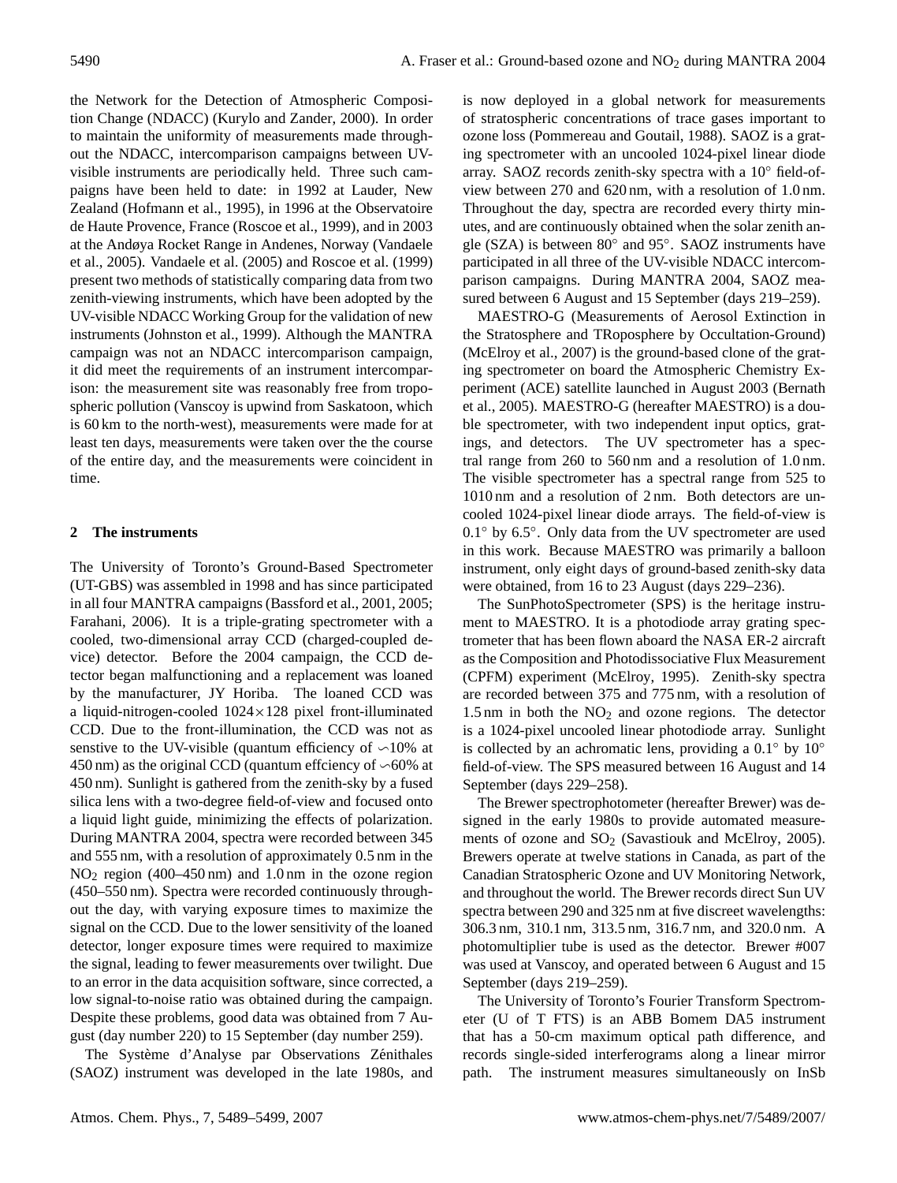the Network for the Detection of Atmospheric Composition Change (NDACC) (Kurylo and Zander, 2000). In order to maintain the uniformity of measurements made throughout the NDACC, intercomparison campaigns between UV-visible instruments are periodically held. Three such campaigns have been held to date: in 1992 at Lauder, New Zealand (Hofmann et al., 1995), in 1996 at the Observatoire de Haute Provence, France (Roscoe et al., 1999), and in 2003 at the Andøya Rocket Range in Andenes, Norway (Vandaele et al., 2005). Vandaele et al. (2005) and Roscoe et al. (1999) present two methods of statistically comparing data from two zenith-viewing instruments, which have been adopted by the UV-visible NDACC Working Group for the validation of new instruments (Johnston et al., 1999). Although the MANTRA campaign was not an NDACC intercomparison campaign, it did meet the requirements of an instrument intercomparison: the measurement site was reasonably free from tropospheric pollution (Vanscoy is upwind from Saskatoon, which is 60 km to the north-west), measurements were made for at least ten days, measurements were taken over the the course of the entire day, and the measurements were coincident in time.

## 2 The instruments

The University of Toronto's Ground-Based Spectrometer (UT-GBS) was assembled in 1998 and has since participated in all four MANTRA campaigns (Bassford et al., 2001, 2005; Farahani, 2006). It is a triple-grating spectrometer with a cooled, two-dimensional array CCD (charged-coupled device) detector. Before the 2004 campaign, the CCD detector began malfunctioning and a replacement was loaned by the manufacturer, JY Horiba. The loaned CCD was a liquid-nitrogen-cooled $1024\times128$ pixel front-illuminated CCD. Due to the front-illumination, the CCD was not as senstive to the UV-visible (quantum efficiency of $\backsim$10% at 450 nm) as the original CCD (quantum effciency of $\backsim$60% at 450 nm). Sunlight is gathered from the zenith-sky by a fused silica lens with a two-degree field-of-view and focused onto a liquid light guide, minimizing the effects of polarization. During MANTRA 2004, spectra were recorded between 345 and 555 nm, with a resolution of approximately 0.5 nm in the $NO_2$ region (400–450 nm) and 1.0 nm in the ozone region (450–550 nm). Spectra were recorded continuously throughout the day, with varying exposure times to maximize the signal on the CCD. Due to the lower sensitivity of the loaned detector, longer exposure times were required to maximize the signal, leading to fewer measurements over twilight. Due to an error in the data acquisition software, since corrected, a low signal-to-noise ratio was obtained during the campaign. Despite these problems, good data was obtained from 7 August (day number 220) to 15 September (day number 259).

The Système d'Analyse par Observations Zénithales (SAOZ) instrument was developed in the late 1980s, and is now deployed in a global network for measurements of stratospheric concentrations of trace gases important to ozone loss (Pommereau and Goutail, 1988). SAOZ is a grating spectrometer with an uncooled 1024-pixel linear diode array. SAOZ records zenith-sky spectra with a 10° field-of-view between 270 and 620 nm, with a resolution of 1.0 nm. Throughout the day, spectra are recorded every thirty minutes, and are continuously obtained when the solar zenith angle (SZA) is between 80° and 95°. SAOZ instruments have participated in all three of the UV-visible NDACC intercomparison campaigns. During MANTRA 2004, SAOZ measured between 6 August and 15 September (days 219–259).

MAESTRO-G (Measurements of Aerosol Extinction in the Stratosphere and TRoposphere by Occultation-Ground) (McElroy et al., 2007) is the ground-based clone of the grating spectrometer on board the Atmospheric Chemistry Experiment (ACE) satellite launched in August 2003 (Bernath et al., 2005). MAESTRO-G (hereafter MAESTRO) is a double spectrometer, with two independent input optics, gratings, and detectors. The UV spectrometer has a spectral range from 260 to 560 nm and a resolution of 1.0 nm. The visible spectrometer has a spectral range from 525 to 1010 nm and a resolution of 2 nm. Both detectors are uncooled 1024-pixel linear diode arrays. The field-of-view is 0.1° by 6.5°. Only data from the UV spectrometer are used in this work. Because MAESTRO was primarily a balloon instrument, only eight days of ground-based zenith-sky data were obtained, from 16 to 23 August (days 229–236).

The SunPhotoSpectrometer (SPS) is the heritage instrument to MAESTRO. It is a photodiode array grating spectrometer that has been flown aboard the NASA ER-2 aircraft as the Composition and Photodissociative Flux Measurement (CPFM) experiment (McElroy, 1995). Zenith-sky spectra are recorded between 375 and 775 nm, with a resolution of 1.5 nm in both the $NO_2$ and ozone regions. The detector is a 1024-pixel uncooled linear photodiode array. Sunlight is collected by an achromatic lens, providing a 0.1° by 10° field-of-view. The SPS measured between 16 August and 14 September (days 229–258).

The Brewer spectrophotometer (hereafter Brewer) was designed in the early 1980s to provide automated measurements of ozone and $SO_2$ (Savastiouk and McElroy, 2005). Brewers operate at twelve stations in Canada, as part of the Canadian Stratospheric Ozone and UV Monitoring Network, and throughout the world. The Brewer records direct Sun UV spectra between 290 and 325 nm at five discreet wavelengths: 306.3 nm, 310.1 nm, 313.5 nm, 316.7 nm, and 320.0 nm. A photomultiplier tube is used as the detector. Brewer #007 was used at Vanscoy, and operated between 6 August and 15 September (days 219–259).

The University of Toronto's Fourier Transform Spectrometer (U of T FTS) is an ABB Bomem DA5 instrument that has a 50-cm maximum optical path difference, and records single-sided interferograms along a linear mirror path. The instrument measures simultaneously on InSb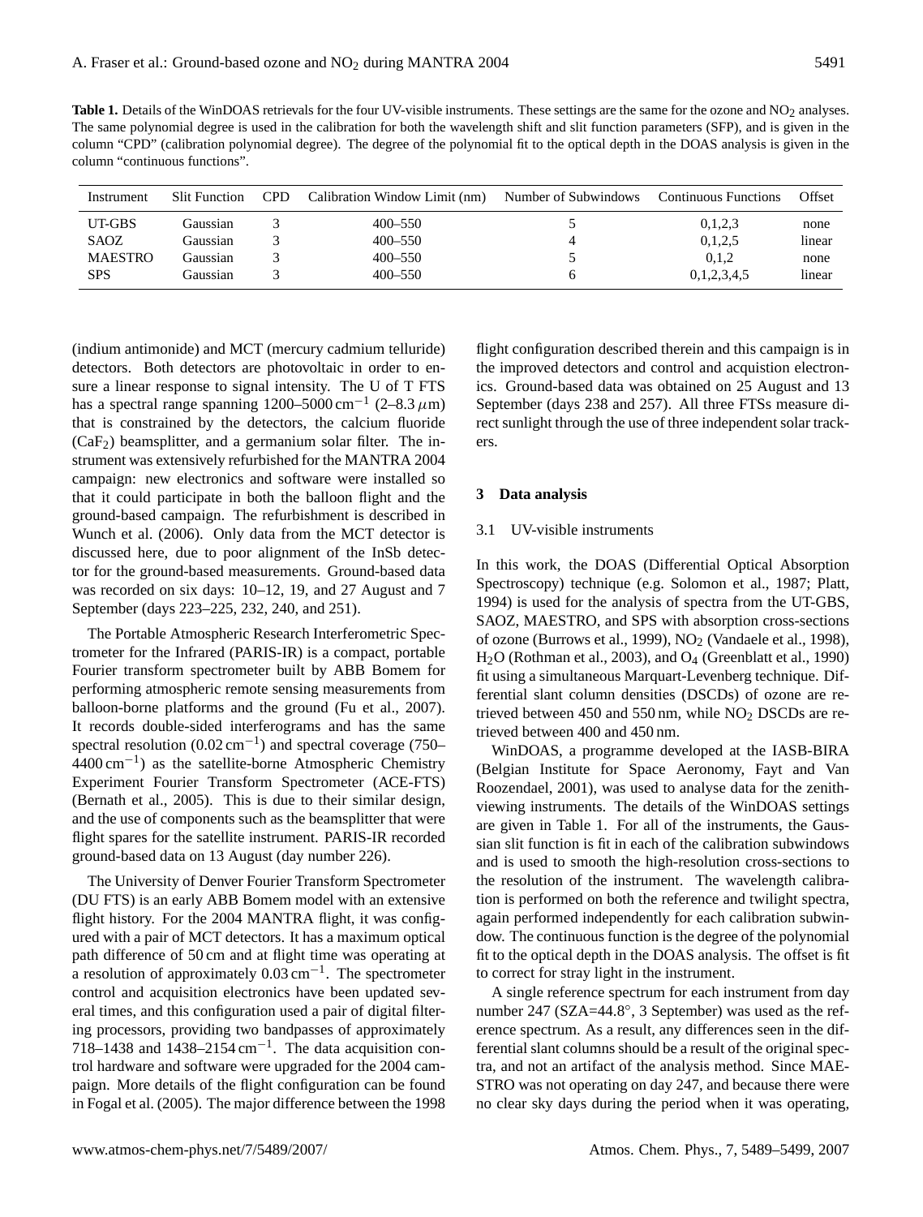**Table 1.** Details of the WinDOAS retrievals for the four UV-visible instruments. These settings are the same for the ozone and $NO_2$ analyses. The same polynomial degree is used in the calibration for both the wavelength shift and slit function parameters (SFP), and is given in the column "CPD" (calibration polynomial degree). The degree of the polynomial fit to the optical depth in the DOAS analysis is given in the column "continuous functions".

| Instrument | Slit Function | CPD | Calibration Window Limit (nm) | Number of Subwindows | Continuous Functions | Offset |
|---|---|---|---|---|---|---|
| UT-GBS | Gaussian | 3 | 400–550 | 5 | 0,1,2,3 | none |
| SAOZ | Gaussian | 3 | 400–550 | 4 | 0,1,2,5 | linear |
| MAESTRO | Gaussian | 3 | 400–550 | 5 | 0,1,2 | none |
| SPS | Gaussian | 3 | 400–550 | 6 | 0,1,2,3,4,5 | linear |

(indium antimonide) and MCT (mercury cadmium telluride) detectors. Both detectors are photovoltaic in order to ensure a linear response to signal intensity. The U of T FTS has a spectral range spanning 1200–5000 $cm^{-1}$ (2–8.3 $\mu$m) that is constrained by the detectors, the calcium fluoride ($CaF_2$) beamsplitter, and a germanium solar filter. The instrument was extensively refurbished for the MANTRA 2004 campaign: new electronics and software were installed so that it could participate in both the balloon flight and the ground-based campaign. The refurbishment is described in Wunch et al. (2006). Only data from the MCT detector is discussed here, due to poor alignment of the InSb detector for the ground-based measurements. Ground-based data was recorded on six days: 10–12, 19, and 27 August and 7 September (days 223–225, 232, 240, and 251).

The Portable Atmospheric Research Interferometric Spectrometer for the Infrared (PARIS-IR) is a compact, portable Fourier transform spectrometer built by ABB Bomem for performing atmospheric remote sensing measurements from balloon-borne platforms and the ground (Fu et al., 2007). It records double-sided interferograms and has the same spectral resolution (0.02 $cm^{-1}$) and spectral coverage (750–4400 $cm^{-1}$) as the satellite-borne Atmospheric Chemistry Experiment Fourier Transform Spectrometer (ACE-FTS) (Bernath et al., 2005). This is due to their similar design, and the use of components such as the beamsplitter that were flight spares for the satellite instrument. PARIS-IR recorded ground-based data on 13 August (day number 226).

The University of Denver Fourier Transform Spectrometer (DU FTS) is an early ABB Bomem model with an extensive flight history. For the 2004 MANTRA flight, it was configured with a pair of MCT detectors. It has a maximum optical path difference of 50 cm and at flight time was operating at a resolution of approximately 0.03 $cm^{-1}$. The spectrometer control and acquisition electronics have been updated several times, and this configuration used a pair of digital filtering processors, providing two bandpasses of approximately 718–1438 and 1438–2154 $cm^{-1}$. The data acquisition control hardware and software were upgraded for the 2004 campaign. More details of the flight configuration can be found in Fogal et al. (2005). The major difference between the 1998 flight configuration described therein and this campaign is in the improved detectors and control and acquistion electronics. Ground-based data was obtained on 25 August and 13 September (days 238 and 257). All three FTSs measure direct sunlight through the use of three independent solar trackers.

## 3 Data analysis

### 3.1 UV-visible instruments

In this work, the DOAS (Differential Optical Absorption Spectroscopy) technique (e.g. Solomon et al., 1987; Platt, 1994) is used for the analysis of spectra from the UT-GBS, SAOZ, MAESTRO, and SPS with absorption cross-sections of ozone (Burrows et al., 1999), $NO_2$ (Vandaele et al., 1998), $H_2O$ (Rothman et al., 2003), and $O_4$ (Greenblatt et al., 1990) fit using a simultaneous Marquart-Levenberg technique. Differential slant column densities (DSCDs) of ozone are retrieved between 450 and 550 nm, while $NO_2$ DSCDs are retrieved between 400 and 450 nm.

WinDOAS, a programme developed at the IASB-BIRA (Belgian Institute for Space Aeronomy, Fayt and Van Roozendael, 2001), was used to analyse data for the zenith-viewing instruments. The details of the WinDOAS settings are given in Table 1. For all of the instruments, the Gaussian slit function is fit in each of the calibration subwindows and is used to smooth the high-resolution cross-sections to the resolution of the instrument. The wavelength calibration is performed on both the reference and twilight spectra, again performed independently for each calibration subwindow. The continuous function is the degree of the polynomial fit to the optical depth in the DOAS analysis. The offset is fit to correct for stray light in the instrument.

A single reference spectrum for each instrument from day number 247 (SZA=44.8°, 3 September) was used as the reference spectrum. As a result, any differences seen in the differential slant columns should be a result of the original spectra, and not an artifact of the analysis method. Since MAESTRO was not operating on day 247, and because there were no clear sky days during the period when it was operating,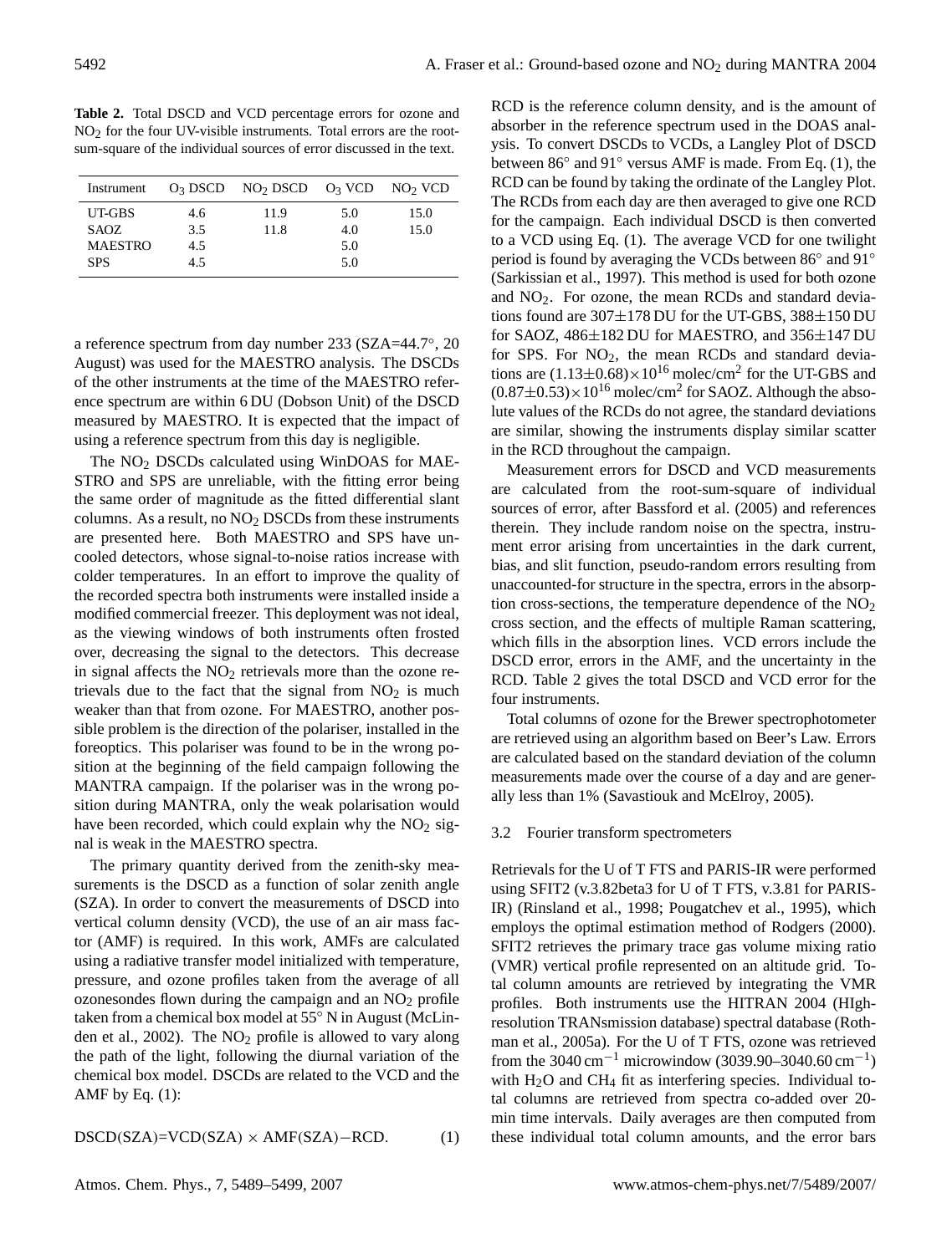**Table 2.** Total DSCD and VCD percentage errors for ozone and $NO_2$ for the four UV-visible instruments. Total errors are the root-sum-square of the individual sources of error discussed in the text.

| Instrument | $O_3$ DSCD | $NO_2$ DSCD | $O_3$ VCD | $NO_2$ VCD |
|---|---|---|---|---|
| UT-GBS | 4.6 | 11.9 | 5.0 | 15.0 |
| SAOZ | 3.5 | 11.8 | 4.0 | 15.0 |
| MAESTRO | 4.5 | | 5.0 | |
| SPS | 4.5 | | 5.0 | |

a reference spectrum from day number 233 (SZA=44.7°, 20 August) was used for the MAESTRO analysis. The DSCDs of the other instruments at the time of the MAESTRO reference spectrum are within 6 DU (Dobson Unit) of the DSCD measured by MAESTRO. It is expected that the impact of using a reference spectrum from this day is negligible.

The $NO_2$ DSCDs calculated using WinDOAS for MAESTRO and SPS are unreliable, with the fitting error being the same order of magnitude as the fitted differential slant columns. As a result, no $NO_2$ DSCDs from these instruments are presented here. Both MAESTRO and SPS have uncooled detectors, whose signal-to-noise ratios increase with colder temperatures. In an effort to improve the quality of the recorded spectra both instruments were installed inside a modified commercial freezer. This deployment was not ideal, as the viewing windows of both instruments often frosted over, decreasing the signal to the detectors. This decrease in signal affects the $NO_2$ retrievals more than the ozone retrievals due to the fact that the signal from $NO_2$ is much weaker than that from ozone. For MAESTRO, another possible problem is the direction of the polariser, installed in the foreoptics. This polariser was found to be in the wrong position at the beginning of the field campaign following the MANTRA campaign. If the polariser was in the wrong position during MANTRA, only the weak polarisation would have been recorded, which could explain why the $NO_2$ signal is weak in the MAESTRO spectra.

The primary quantity derived from the zenith-sky measurements is the DSCD as a function of solar zenith angle (SZA). In order to convert the measurements of DSCD into vertical column density (VCD), the use of an air mass factor (AMF) is required. In this work, AMFs are calculated using a radiative transfer model initialized with temperature, pressure, and ozone profiles taken from the average of all ozonesondes flown during the campaign and an $NO_2$ profile taken from a chemical box model at 55° N in August (McLinden et al., 2002). The $NO_2$ profile is allowed to vary along the path of the light, following the diurnal variation of the chemical box model. DSCDs are related to the VCD and the AMF by Eq. (1):

$$\text{DSCD(SZA)}=\text{VCD(SZA)} \times \text{AMF(SZA)}-\text{RCD}. \qquad (1)$$

RCD is the reference column density, and is the amount of absorber in the reference spectrum used in the DOAS analysis. To convert DSCDs to VCDs, a Langley Plot of DSCD between 86° and 91° versus AMF is made. From Eq. (1), the RCD can be found by taking the ordinate of the Langley Plot. The RCDs from each day are then averaged to give one RCD for the campaign. Each individual DSCD is then converted to a VCD using Eq. (1). The average VCD for one twilight period is found by averaging the VCDs between 86° and 91° (Sarkissian et al., 1997). This method is used for both ozone and $NO_2$. For ozone, the mean RCDs and standard deviations found are 307±178 DU for the UT-GBS, 388±150 DU for SAOZ, 486±182 DU for MAESTRO, and 356±147 DU for SPS. For $NO_2$, the mean RCDs and standard deviations are $(1.13\pm0.68)\times10^{16}$ molec/cm$^2$ for the UT-GBS and $(0.87\pm0.53)\times10^{16}$ molec/cm$^2$ for SAOZ. Although the absolute values of the RCDs do not agree, the standard deviations are similar, showing the instruments display similar scatter in the RCD throughout the campaign.

Measurement errors for DSCD and VCD measurements are calculated from the root-sum-square of individual sources of error, after Bassford et al. (2005) and references therein. They include random noise on the spectra, instrument error arising from uncertainties in the dark current, bias, and slit function, pseudo-random errors resulting from unaccounted-for structure in the spectra, errors in the absorption cross-sections, the temperature dependence of the $NO_2$ cross section, and the effects of multiple Raman scattering, which fills in the absorption lines. VCD errors include the DSCD error, errors in the AMF, and the uncertainty in the RCD. Table 2 gives the total DSCD and VCD error for the four instruments.

Total columns of ozone for the Brewer spectrophotometer are retrieved using an algorithm based on Beer's Law. Errors are calculated based on the standard deviation of the column measurements made over the course of a day and are generally less than 1% (Savastiouk and McElroy, 2005).

### 3.2 Fourier transform spectrometers

Retrievals for the U of T FTS and PARIS-IR were performed using SFIT2 (v.3.82beta3 for U of T FTS, v.3.81 for PARIS-IR) (Rinsland et al., 1998; Pougatchev et al., 1995), which employs the optimal estimation method of Rodgers (2000). SFIT2 retrieves the primary trace gas volume mixing ratio (VMR) vertical profile represented on an altitude grid. Total column amounts are retrieved by integrating the VMR profiles. Both instruments use the HITRAN 2004 (HIgh-resolution TRANsmission database) spectral database (Rothman et al., 2005a). For the U of T FTS, ozone was retrieved from the 3040 cm$^{-1}$ microwindow (3039.90–3040.60 cm$^{-1}$) with $H_2O$ and $CH_4$ fit as interfering species. Individual total columns are retrieved from spectra co-added over 20-min time intervals. Daily averages are then computed from these individual total column amounts, and the error bars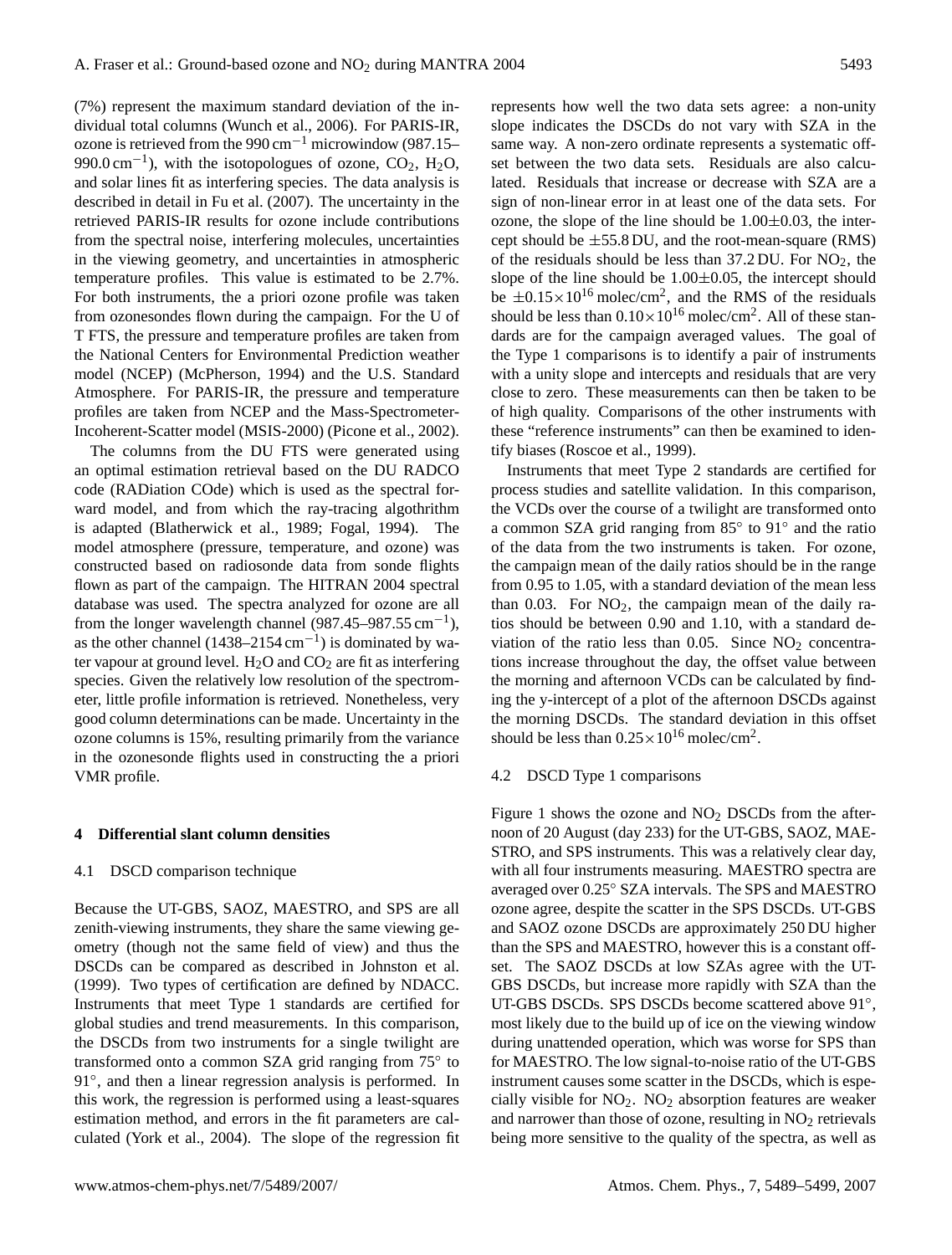(7%) represent the maximum standard deviation of the individual total columns (Wunch et al., 2006). For PARIS-IR, ozone is retrieved from the 990 $cm^{-1}$ microwindow (987.15–990.0 $cm^{-1}$), with the isotopologues of ozone, $CO_2$, $H_2O$, and solar lines fit as interfering species. The data analysis is described in detail in Fu et al. (2007). The uncertainty in the retrieved PARIS-IR results for ozone include contributions from the spectral noise, interfering molecules, uncertainties in the viewing geometry, and uncertainties in atmospheric temperature profiles. This value is estimated to be 2.7%. For both instruments, the a priori ozone profile was taken from ozonesondes flown during the campaign. For the U of T FTS, the pressure and temperature profiles are taken from the National Centers for Environmental Prediction weather model (NCEP) (McPherson, 1994) and the U.S. Standard Atmosphere. For PARIS-IR, the pressure and temperature profiles are taken from NCEP and the Mass-Spectrometer-Incoherent-Scatter model (MSIS-2000) (Picone et al., 2002).

The columns from the DU FTS were generated using an optimal estimation retrieval based on the DU RADCO code (RADiation COde) which is used as the spectral forward model, and from which the ray-tracing algothrithm is adapted (Blatherwick et al., 1989; Fogal, 1994). The model atmosphere (pressure, temperature, and ozone) was constructed based on radiosonde data from sonde flights flown as part of the campaign. The HITRAN 2004 spectral database was used. The spectra analyzed for ozone are all from the longer wavelength channel (987.45–987.55 $cm^{-1}$), as the other channel (1438–2154 $cm^{-1}$) is dominated by water vapour at ground level. $H_2O$ and $CO_2$ are fit as interfering species. Given the relatively low resolution of the spectrometer, little profile information is retrieved. Nonetheless, very good column determinations can be made. Uncertainty in the ozone columns is 15%, resulting primarily from the variance in the ozonesonde flights used in constructing the a priori VMR profile.

## 4 Differential slant column densities

### 4.1 DSCD comparison technique

Because the UT-GBS, SAOZ, MAESTRO, and SPS are all zenith-viewing instruments, they share the same viewing geometry (though not the same field of view) and thus the DSCDs can be compared as described in Johnston et al. (1999). Two types of certification are defined by NDACC. Instruments that meet Type 1 standards are certified for global studies and trend measurements. In this comparison, the DSCDs from two instruments for a single twilight are transformed onto a common SZA grid ranging from 75° to 91°, and then a linear regression analysis is performed. In this work, the regression is performed using a least-squares estimation method, and errors in the fit parameters are calculated (York et al., 2004). The slope of the regression fit represents how well the two data sets agree: a non-unity slope indicates the DSCDs do not vary with SZA in the same way. A non-zero ordinate represents a systematic offset between the two data sets. Residuals are also calculated. Residuals that increase or decrease with SZA are a sign of non-linear error in at least one of the data sets. For ozone, the slope of the line should be $1.00 \pm 0.03$, the intercept should be $\pm 55.8$ DU, and the root-mean-square (RMS) of the residuals should be less than 37.2 DU. For $NO_2$, the slope of the line should be $1.00 \pm 0.05$, the intercept should be $\pm 0.15 \times 10^{16}$ molec/cm$^2$, and the RMS of the residuals should be less than $0.10 \times 10^{16}$ molec/cm$^2$. All of these standards are for the campaign averaged values. The goal of the Type 1 comparisons is to identify a pair of instruments with a unity slope and intercepts and residuals that are very close to zero. These measurements can then be taken to be of high quality. Comparisons of the other instruments with these "reference instruments" can then be examined to identify biases (Roscoe et al., 1999).

Instruments that meet Type 2 standards are certified for process studies and satellite validation. In this comparison, the VCDs over the course of a twilight are transformed onto a common SZA grid ranging from 85° to 91° and the ratio of the data from the two instruments is taken. For ozone, the campaign mean of the daily ratios should be in the range from 0.95 to 1.05, with a standard deviation of the mean less than 0.03. For $NO_2$, the campaign mean of the daily ratios should be between 0.90 and 1.10, with a standard deviation of the ratio less than 0.05. Since $NO_2$ concentrations increase throughout the day, the offset value between the morning and afternoon VCDs can be calculated by finding the y-intercept of a plot of the afternoon DSCDs against the morning DSCDs. The standard deviation in this offset should be less than $0.25 \times 10^{16}$ molec/cm$^2$.

### 4.2 DSCD Type 1 comparisons

Figure 1 shows the ozone and $NO_2$ DSCDs from the afternoon of 20 August (day 233) for the UT-GBS, SAOZ, MAESTRO, and SPS instruments. This was a relatively clear day, with all four instruments measuring. MAESTRO spectra are averaged over 0.25° SZA intervals. The SPS and MAESTRO ozone agree, despite the scatter in the SPS DSCDs. UT-GBS and SAOZ ozone DSCDs are approximately 250 DU higher than the SPS and MAESTRO, however this is a constant offset. The SAOZ DSCDs at low SZAs agree with the UT-GBS DSCDs, but increase more rapidly with SZA than the UT-GBS DSCDs. SPS DSCDs become scattered above 91°, most likely due to the build up of ice on the viewing window during unattended operation, which was worse for SPS than for MAESTRO. The low signal-to-noise ratio of the UT-GBS instrument causes some scatter in the DSCDs, which is especially visible for $NO_2$. $NO_2$ absorption features are weaker and narrower than those of ozone, resulting in $NO_2$ retrievals being more sensitive to the quality of the spectra, as well as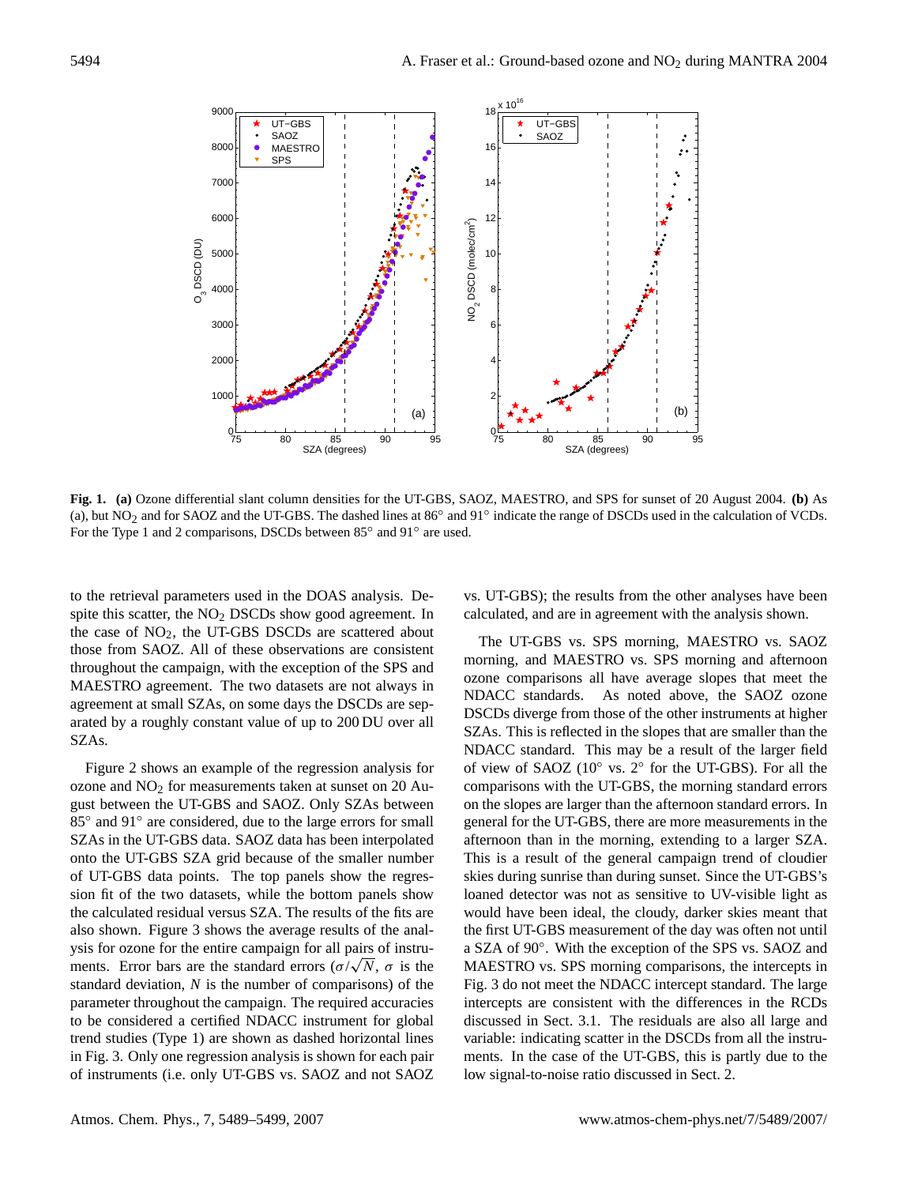**Fig. 1.** **(a)** Ozone differential slant column densities for the UT-GBS, SAOZ, MAESTRO, and SPS for sunset of 20 August 2004. **(b)** As (a), but $NO_2$ and for SAOZ and the UT-GBS. The dashed lines at 86° and 91° indicate the range of DSCDs used in the calculation of VCDs. For the Type 1 and 2 comparisons, DSCDs between 85° and 91° are used.

to the retrieval parameters used in the DOAS analysis. Despite this scatter, the $NO_2$ DSCDs show good agreement. In the case of $NO_2$, the UT-GBS DSCDs are scattered about those from SAOZ. All of these observations are consistent throughout the campaign, with the exception of the SPS and MAESTRO agreement. The two datasets are not always in agreement at small SZAs, on some days the DSCDs are separated by a roughly constant value of up to 200 DU over all SZAs.

Figure 2 shows an example of the regression analysis for ozone and $NO_2$ for measurements taken at sunset on 20 August between the UT-GBS and SAOZ. Only SZAs between 85° and 91° are considered, due to the large errors for small SZAs in the UT-GBS data. SAOZ data has been interpolated onto the UT-GBS SZA grid because of the smaller number of UT-GBS data points. The top panels show the regression fit of the two datasets, while the bottom panels show the calculated residual versus SZA. The results of the fits are also shown. Figure 3 shows the average results of the analysis for ozone for the entire campaign for all pairs of instruments. Error bars are the standard errors ($\sigma/\sqrt{N}$, $\sigma$ is the standard deviation, $N$ is the number of comparisons) of the parameter throughout the campaign. The required accuracies to be considered a certified NDACC instrument for global trend studies (Type 1) are shown as dashed horizontal lines in Fig. 3. Only one regression analysis is shown for each pair of instruments (i.e. only UT-GBS vs. SAOZ and not SAOZ vs. UT-GBS); the results from the other analyses have been calculated, and are in agreement with the analysis shown.

The UT-GBS vs. SPS morning, MAESTRO vs. SAOZ morning, and MAESTRO vs. SPS morning and afternoon ozone comparisons all have average slopes that meet the NDACC standards. As noted above, the SAOZ ozone DSCDs diverge from those of the other instruments at higher SZAs. This is reflected in the slopes that are smaller than the NDACC standard. This may be a result of the larger field of view of SAOZ (10° vs. 2° for the UT-GBS). For all the comparisons with the UT-GBS, the morning standard errors on the slopes are larger than the afternoon standard errors. In general for the UT-GBS, there are more measurements in the afternoon than in the morning, extending to a larger SZA. This is a result of the general campaign trend of cloudier skies during sunrise than during sunset. Since the UT-GBS's loaned detector was not as sensitive to UV-visible light as would have been ideal, the cloudy, darker skies meant that the first UT-GBS measurement of the day was often not until a SZA of 90°. With the exception of the SPS vs. SAOZ and MAESTRO vs. SPS morning comparisons, the intercepts in Fig. 3 do not meet the NDACC intercept standard. The large intercepts are consistent with the differences in the RCDs discussed in Sect. 3.1. The residuals are also all large and variable: indicating scatter in the DSCDs from all the instruments. In the case of the UT-GBS, this is partly due to the low signal-to-noise ratio discussed in Sect. 2.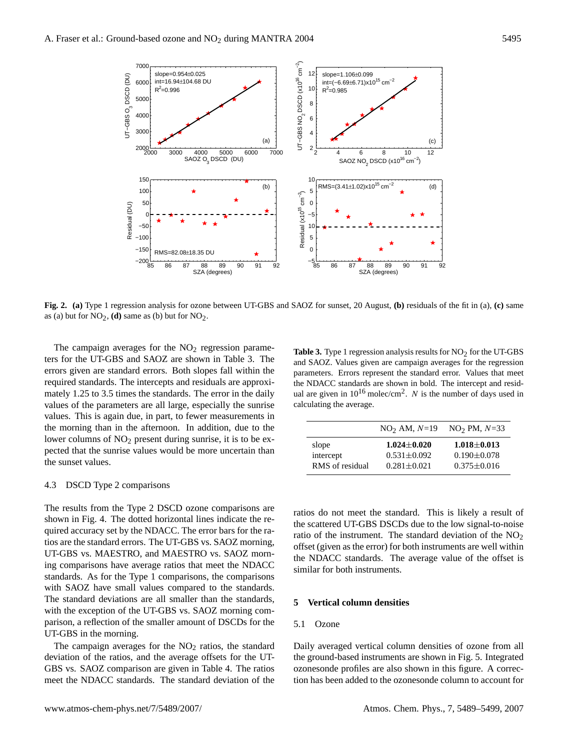**Fig. 2.** **(a)** Type 1 regression analysis for ozone between UT-GBS and SAOZ for sunset, 20 August, **(b)** residuals of the fit in (a), **(c)** same as (a) but for $NO_2$, **(d)** same as (b) but for $NO_2$.

The campaign averages for the $NO_2$ regression parameters for the UT-GBS and SAOZ are shown in Table 3. The errors given are standard errors. Both slopes fall within the required standards. The intercepts and residuals are approximately 1.25 to 3.5 times the standards. The error in the daily values of the parameters are all large, especially the sunrise values. This is again due, in part, to fewer measurements in the morning than in the afternoon. In addition, due to the lower columns of $NO_2$ present during sunrise, it is to be expected that the sunrise values would be more uncertain than the sunset values.

**Table 3.** Type 1 regression analysis results for $NO_2$ for the UT-GBS and SAOZ. Values given are campaign averages for the regression parameters. Errors represent the standard error. Values that meet the NDACC standards are shown in bold. The intercept and residual are given in $10^{16}$ molec/cm$^2$. $N$ is the number of days used in calculating the average.

| | $NO_2$ AM, $N$=19 | $NO_2$ PM, $N$=33 |
|---|---|---|
| slope | **1.024±0.020** | **1.018±0.013** |
| intercept | 0.531±0.092 | 0.190±0.078 |
| RMS of residual | 0.281±0.021 | 0.375±0.016 |

### 4.3 DSCD Type 2 comparisons

The results from the Type 2 DSCD ozone comparisons are shown in Fig. 4. The dotted horizontal lines indicate the required accuracy set by the NDACC. The error bars for the ratios are the standard errors. The UT-GBS vs. SAOZ morning, UT-GBS vs. MAESTRO, and MAESTRO vs. SAOZ morning comparisons have average ratios that meet the NDACC standards. As for the Type 1 comparisons, the comparisons with SAOZ have small values compared to the standards. The standard deviations are all smaller than the standards, with the exception of the UT-GBS vs. SAOZ morning comparison, a reflection of the smaller amount of DSCDs for the UT-GBS in the morning.

The campaign averages for the $NO_2$ ratios, the standard deviation of the ratios, and the average offsets for the UT-GBS vs. SAOZ comparison are given in Table 4. The ratios meet the NDACC standards. The standard deviation of the ratios do not meet the standard. This is likely a result of the scattered UT-GBS DSCDs due to the low signal-to-noise ratio of the instrument. The standard deviation of the $NO_2$ offset (given as the error) for both instruments are well within the NDACC standards. The average value of the offset is similar for both instruments.

## 5 Vertical column densities

### 5.1 Ozone

Daily averaged vertical column densities of ozone from all the ground-based instruments are shown in Fig. 5. Integrated ozonesonde profiles are also shown in this figure. A correction has been added to the ozonesonde column to account for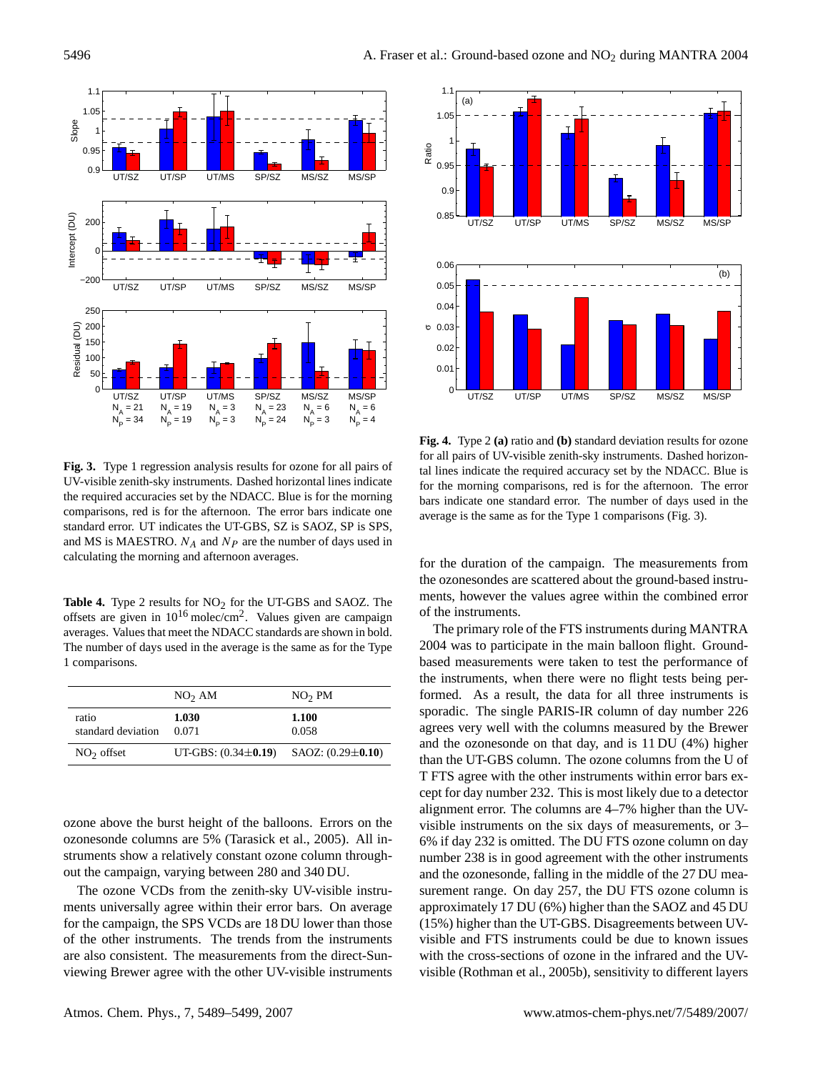**Fig. 3.** Type 1 regression analysis results for ozone for all pairs of UV-visible zenith-sky instruments. Dashed horizontal lines indicate the required accuracies set by the NDACC. Blue is for the morning comparisons, red is for the afternoon. The error bars indicate one standard error. UT indicates the UT-GBS, SZ is SAOZ, SP is SPS, and MS is MAESTRO. $N_A$ and $N_P$ are the number of days used in calculating the morning and afternoon averages.

**Fig. 4.** Type 2 **(a)** ratio and **(b)** standard deviation results for ozone for all pairs of UV-visible zenith-sky instruments. Dashed horizontal lines indicate the required accuracy set by the NDACC. Blue is for the morning comparisons, red is for the afternoon. The error bars indicate one standard error. The number of days used in the average is the same as for the Type 1 comparisons (Fig. 3).

**Table 4.** Type 2 results for $NO_2$ for the UT-GBS and SAOZ. The offsets are given in $10^{16}$ molec/cm$^2$. Values given are campaign averages. Values that meet the NDACC standards are shown in bold. The number of days used in the average is the same as for the Type 1 comparisons.

| | $NO_2$ AM | $NO_2$ PM |
|---|---|---|
| ratio | **1.030** | **1.100** |
| standard deviation | 0.071 | 0.058 |
| $NO_2$ offset | UT-GBS: (0.34±**0.19**) | SAOZ: (0.29±**0.10**) |

ozone above the burst height of the balloons. Errors on the ozonesonde columns are 5% (Tarasick et al., 2005). All instruments show a relatively constant ozone column throughout the campaign, varying between 280 and 340 DU.

The ozone VCDs from the zenith-sky UV-visible instruments universally agree within their error bars. On average for the campaign, the SPS VCDs are 18 DU lower than those of the other instruments. The trends from the instruments are also consistent. The measurements from the direct-Sun-viewing Brewer agree with the other UV-visible instruments for the duration of the campaign. The measurements from the ozonesondes are scattered about the ground-based instruments, however the values agree within the combined error of the instruments.

The primary role of the FTS instruments during MANTRA 2004 was to participate in the main balloon flight. Ground-based measurements were taken to test the performance of the instruments, when there were no flight tests being performed. As a result, the data for all three instruments is sporadic. The single PARIS-IR column of day number 226 agrees very well with the columns measured by the Brewer and the ozonesonde on that day, and is 11 DU (4%) higher than the UT-GBS column. The ozone columns from the U of T FTS agree with the other instruments within error bars except for day number 232. This is most likely due to a detector alignment error. The columns are 4–7% higher than the UV-visible instruments on the six days of measurements, or 3–6% if day 232 is omitted. The DU FTS ozone column on day number 238 is in good agreement with the other instruments and the ozonesonde, falling in the middle of the 27 DU measurement range. On day 257, the DU FTS ozone column is approximately 17 DU (6%) higher than the SAOZ and 45 DU (15%) higher than the UT-GBS. Disagreements between UV-visible and FTS instruments could be due to known issues with the cross-sections of ozone in the infrared and the UV-visible (Rothman et al., 2005b), sensitivity to different layers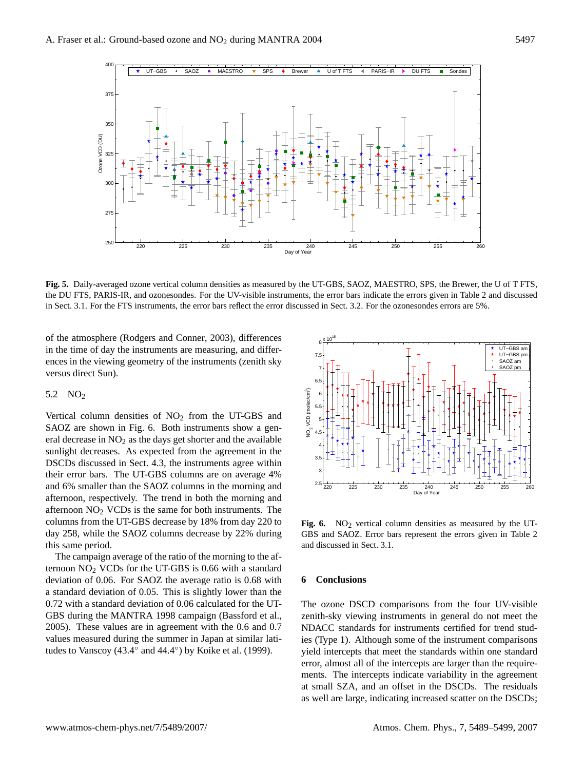**Fig. 5.** Daily-averaged ozone vertical column densities as measured by the UT-GBS, SAOZ, MAESTRO, SPS, the Brewer, the U of T FTS, the DU FTS, PARIS-IR, and ozonesondes. For the UV-visible instruments, the error bars indicate the errors given in Table 2 and discussed in Sect. 3.1. For the FTS instruments, the error bars reflect the error discussed in Sect. 3.2. For the ozonesondes errors are 5%.

of the atmosphere (Rodgers and Conner, 2003), differences in the time of day the instruments are measuring, and differences in the viewing geometry of the instruments (zenith sky versus direct Sun).

### 5.2 $NO_2$

Vertical column densities of $NO_2$ from the UT-GBS and SAOZ are shown in Fig. 6. Both instruments show a general decrease in $NO_2$ as the days get shorter and the available sunlight decreases. As expected from the agreement in the DSCDs discussed in Sect. 4.3, the instruments agree within their error bars. The UT-GBS columns are on average 4% and 6% smaller than the SAOZ columns in the morning and afternoon, respectively. The trend in both the morning and afternoon $NO_2$ VCDs is the same for both instruments. The columns from the UT-GBS decrease by 18% from day 220 to day 258, while the SAOZ columns decrease by 22% during this same period.

The campaign average of the ratio of the morning to the afternoon $NO_2$ VCDs for the UT-GBS is 0.66 with a standard deviation of 0.06. For SAOZ the average ratio is 0.68 with a standard deviation of 0.05. This is slightly lower than the 0.72 with a standard deviation of 0.06 calculated for the UT-GBS during the MANTRA 1998 campaign (Bassford et al., 2005). These values are in agreement with the 0.6 and 0.7 values measured during the summer in Japan at similar latitudes to Vanscoy (43.4° and 44.4°) by Koike et al. (1999).

**Fig. 6.** $NO_2$ vertical column densities as measured by the UT-GBS and SAOZ. Error bars represent the errors given in Table 2 and discussed in Sect. 3.1.

## 6 Conclusions

The ozone DSCD comparisons from the four UV-visible zenith-sky viewing instruments in general do not meet the NDACC standards for instruments certified for trend studies (Type 1). Although some of the instrument comparisons yield intercepts that meet the standards within one standard error, almost all of the intercepts are larger than the requirements. The intercepts indicate variability in the agreement at small SZA, and an offset in the DSCDs. The residuals as well are large, indicating increased scatter on the DSCDs;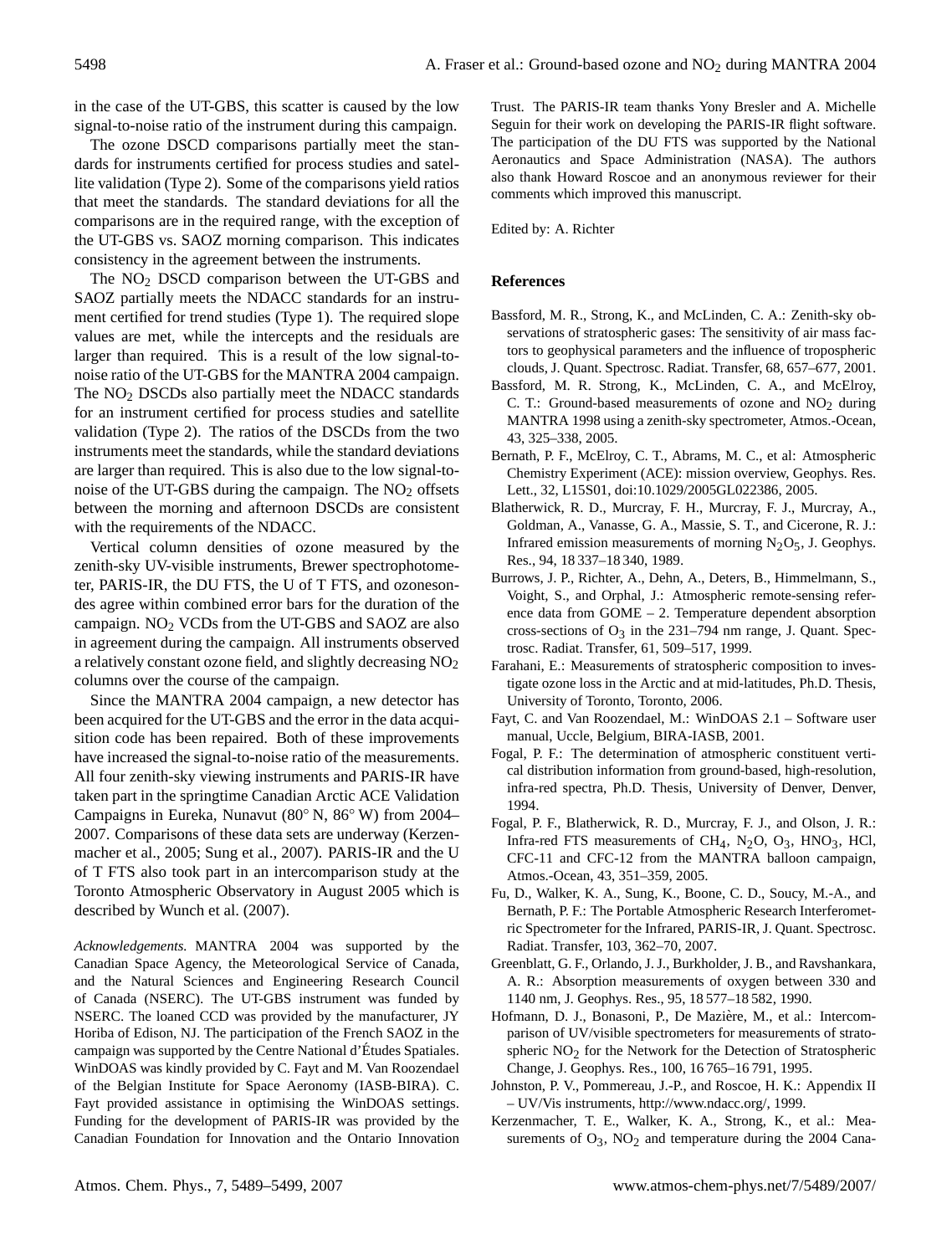in the case of the UT-GBS, this scatter is caused by the low signal-to-noise ratio of the instrument during this campaign.

The ozone DSCD comparisons partially meet the standards for instruments certified for process studies and satellite validation (Type 2). Some of the comparisons yield ratios that meet the standards. The standard deviations for all the comparisons are in the required range, with the exception of the UT-GBS vs. SAOZ morning comparison. This indicates consistency in the agreement between the instruments.

The $NO_2$ DSCD comparison between the UT-GBS and SAOZ partially meets the NDACC standards for an instrument certified for trend studies (Type 1). The required slope values are met, while the intercepts and the residuals are larger than required. This is a result of the low signal-to-noise ratio of the UT-GBS for the MANTRA 2004 campaign. The $NO_2$ DSCDs also partially meet the NDACC standards for an instrument certified for process studies and satellite validation (Type 2). The ratios of the DSCDs from the two instruments meet the standards, while the standard deviations are larger than required. This is also due to the low signal-to-noise of the UT-GBS during the campaign. The $NO_2$ offsets between the morning and afternoon DSCDs are consistent with the requirements of the NDACC.

Vertical column densities of ozone measured by the zenith-sky UV-visible instruments, Brewer spectrophotometer, PARIS-IR, the DU FTS, the U of T FTS, and ozonesondes agree within combined error bars for the duration of the campaign. $NO_2$ VCDs from the UT-GBS and SAOZ are also in agreement during the campaign. All instruments observed a relatively constant ozone field, and slightly decreasing $NO_2$ columns over the course of the campaign.

Since the MANTRA 2004 campaign, a new detector has been acquired for the UT-GBS and the error in the data acquisition code has been repaired. Both of these improvements have increased the signal-to-noise ratio of the measurements. All four zenith-sky viewing instruments and PARIS-IR have taken part in the springtime Canadian Arctic ACE Validation Campaigns in Eureka, Nunavut (80° N, 86° W) from 2004–2007. Comparisons of these data sets are underway (Kerzenmacher et al., 2005; Sung et al., 2007). PARIS-IR and the U of T FTS also took part in an intercomparison study at the Toronto Atmospheric Observatory in August 2005 which is described by Wunch et al. (2007).

*Acknowledgements.* MANTRA 2004 was supported by the Canadian Space Agency, the Meteorological Service of Canada, and the Natural Sciences and Engineering Research Council of Canada (NSERC). The UT-GBS instrument was funded by NSERC. The loaned CCD was provided by the manufacturer, JY Horiba of Edison, NJ. The participation of the French SAOZ in the campaign was supported by the Centre National d'Études Spatiales. WinDOAS was kindly provided by C. Fayt and M. Van Roozendael of the Belgian Institute for Space Aeronomy (IASB-BIRA). C. Fayt provided assistance in optimising the WinDOAS settings. Funding for the development of PARIS-IR was provided by the Canadian Foundation for Innovation and the Ontario Innovation Trust. The PARIS-IR team thanks Yony Bresler and A. Michelle Seguin for their work on developing the PARIS-IR flight software. The participation of the DU FTS was supported by the National Aeronautics and Space Administration (NASA). The authors also thank Howard Roscoe and an anonymous reviewer for their comments which improved this manuscript.

Edited by: A. Richter

## References

Bassford, M. R., Strong, K., and McLinden, C. A.: Zenith-sky observations of stratospheric gases: The sensitivity of air mass factors to geophysical parameters and the influence of tropospheric clouds, J. Quant. Spectrosc. Radiat. Transfer, 68, 657–677, 2001.

Bassford, M. R. Strong, K., McLinden, C. A., and McElroy, C. T.: Ground-based measurements of ozone and $NO_2$ during MANTRA 1998 using a zenith-sky spectrometer, Atmos.-Ocean, 43, 325–338, 2005.

Bernath, P. F., McElroy, C. T., Abrams, M. C., et al: Atmospheric Chemistry Experiment (ACE): mission overview, Geophys. Res. Lett., 32, L15S01, doi:10.1029/2005GL022386, 2005.

Blatherwick, R. D., Murcray, F. H., Murcray, F. J., Murcray, A., Goldman, A., Vanasse, G. A., Massie, S. T., and Cicerone, R. J.: Infrared emission measurements of morning $N_2O_5$, J. Geophys. Res., 94, 18 337–18 340, 1989.

Burrows, J. P., Richter, A., Dehn, A., Deters, B., Himmelmann, S., Voight, S., and Orphal, J.: Atmospheric remote-sensing reference data from GOME – 2. Temperature dependent absorption cross-sections of $O_3$ in the 231–794 nm range, J. Quant. Spectrosc. Radiat. Transfer, 61, 509–517, 1999.

Farahani, E.: Measurements of stratospheric composition to investigate ozone loss in the Arctic and at mid-latitudes, Ph.D. Thesis, University of Toronto, Toronto, 2006.

Fayt, C. and Van Roozendael, M.: WinDOAS 2.1 – Software user manual, Uccle, Belgium, BIRA-IASB, 2001.

Fogal, P. F.: The determination of atmospheric constituent vertical distribution information from ground-based, high-resolution, infra-red spectra, Ph.D. Thesis, University of Denver, Denver, 1994.

Fogal, P. F., Blatherwick, R. D., Murcray, F. J., and Olson, J. R.: Infra-red FTS measurements of $CH_4$, $N_2O$, $O_3$, $HNO_3$, HCl, CFC-11 and CFC-12 from the MANTRA balloon campaign, Atmos.-Ocean, 43, 351–359, 2005.

Fu, D., Walker, K. A., Sung, K., Boone, C. D., Soucy, M.-A., and Bernath, P. F.: The Portable Atmospheric Research Interferometric Spectrometer for the Infrared, PARIS-IR, J. Quant. Spectrosc. Radiat. Transfer, 103, 362–70, 2007.

Greenblatt, G. F., Orlando, J. J., Burkholder, J. B., and Ravshankara, A. R.: Absorption measurements of oxygen between 330 and 1140 nm, J. Geophys. Res., 95, 18 577–18 582, 1990.

Hofmann, D. J., Bonasoni, P., De Mazière, M., et al.: Intercomparison of UV/visible spectrometers for measurements of stratospheric $NO_2$ for the Network for the Detection of Stratospheric Change, J. Geophys. Res., 100, 16 765–16 791, 1995.

Johnston, P. V., Pommereau, J.-P., and Roscoe, H. K.: Appendix II – UV/Vis instruments, http://www.ndacc.org/, 1999.

Kerzenmacher, T. E., Walker, K. A., Strong, K., et al.: Measurements of $O_3$, $NO_2$ and temperature during the 2004 Cana-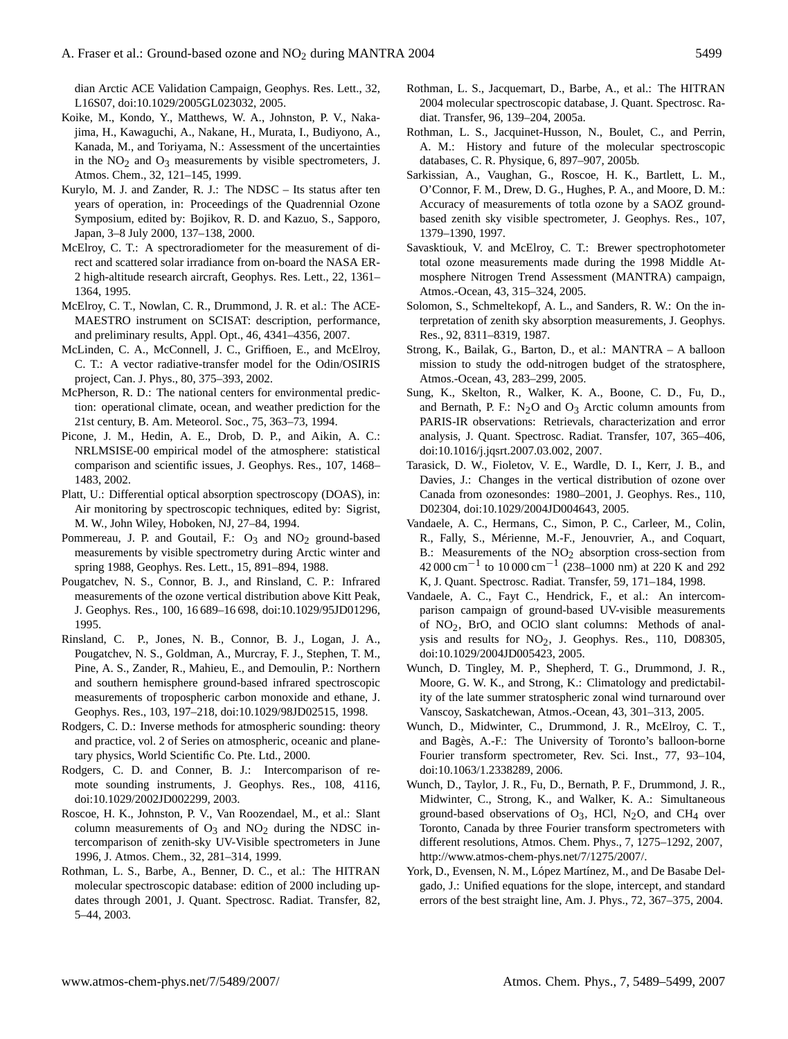dian Arctic ACE Validation Campaign, Geophys. Res. Lett., 32, L16S07, doi:10.1029/2005GL023032, 2005.

Koike, M., Kondo, Y., Matthews, W. A., Johnston, P. V., Nakajima, H., Kawaguchi, A., Nakane, H., Murata, I., Budiyono, A., Kanada, M., and Toriyama, N.: Assessment of the uncertainties in the $NO_2$ and $O_3$ measurements by visible spectrometers, J. Atmos. Chem., 32, 121–145, 1999.

Kurylo, M. J. and Zander, R. J.: The NDSC – Its status after ten years of operation, in: Proceedings of the Quadrennial Ozone Symposium, edited by: Bojikov, R. D. and Kazuo, S., Sapporo, Japan, 3–8 July 2000, 137–138, 2000.

McElroy, C. T.: A spectroradiometer for the measurement of direct and scattered solar irradiance from on-board the NASA ER-2 high-altitude research aircraft, Geophys. Res. Lett., 22, 1361–1364, 1995.

McElroy, C. T., Nowlan, C. R., Drummond, J. R. et al.: The ACE-MAESTRO instrument on SCISAT: description, performance, and preliminary results, Appl. Opt., 46, 4341–4356, 2007.

McLinden, C. A., McConnell, J. C., Griffioen, E., and McElroy, C. T.: A vector radiative-transfer model for the Odin/OSIRIS project, Can. J. Phys., 80, 375–393, 2002.

McPherson, R. D.: The national centers for environmental prediction: operational climate, ocean, and weather prediction for the 21st century, B. Am. Meteorol. Soc., 75, 363–73, 1994.

Picone, J. M., Hedin, A. E., Drob, D. P., and Aikin, A. C.: NRLMSISE-00 empirical model of the atmosphere: statistical comparison and scientific issues, J. Geophys. Res., 107, 1468–1483, 2002.

Platt, U.: Differential optical absorption spectroscopy (DOAS), in: Air monitoring by spectroscopic techniques, edited by: Sigrist, M. W., John Wiley, Hoboken, NJ, 27–84, 1994.

Pommereau, J. P. and Goutail, F.: $O_3$ and $NO_2$ ground-based measurements by visible spectrometry during Arctic winter and spring 1988, Geophys. Res. Lett., 15, 891–894, 1988.

Pougatchev, N. S., Connor, B. J., and Rinsland, C. P.: Infrared measurements of the ozone vertical distribution above Kitt Peak, J. Geophys. Res., 100, 16 689–16 698, doi:10.1029/95JD01296, 1995.

Rinsland, C. P., Jones, N. B., Connor, B. J., Logan, J. A., Pougatchev, N. S., Goldman, A., Murcray, F. J., Stephen, T. M., Pine, A. S., Zander, R., Mahieu, E., and Demoulin, P.: Northern and southern hemisphere ground-based infrared spectroscopic measurements of tropospheric carbon monoxide and ethane, J. Geophys. Res., 103, 197–218, doi:10.1029/98JD02515, 1998.

Rodgers, C. D.: Inverse methods for atmospheric sounding: theory and practice, vol. 2 of Series on atmospheric, oceanic and planetary physics, World Scientific Co. Pte. Ltd., 2000.

Rodgers, C. D. and Conner, B. J.: Intercomparison of remote sounding instruments, J. Geophys. Res., 108, 4116, doi:10.1029/2002JD002299, 2003.

Roscoe, H. K., Johnston, P. V., Van Roozendael, M., et al.: Slant column measurements of $O_3$ and $NO_2$ during the NDSC intercomparison of zenith-sky UV-Visible spectrometers in June 1996, J. Atmos. Chem., 32, 281–314, 1999.

Rothman, L. S., Barbe, A., Benner, D. C., et al.: The HITRAN molecular spectroscopic database: edition of 2000 including updates through 2001, J. Quant. Spectrosc. Radiat. Transfer, 82, 5–44, 2003.

Rothman, L. S., Jacquemart, D., Barbe, A., et al.: The HITRAN 2004 molecular spectroscopic database, J. Quant. Spectrosc. Radiat. Transfer, 96, 139–204, 2005a.

Rothman, L. S., Jacquinet-Husson, N., Boulet, C., and Perrin, A. M.: History and future of the molecular spectroscopic databases, C. R. Physique, 6, 897–907, 2005b.

Sarkissian, A., Vaughan, G., Roscoe, H. K., Bartlett, L. M., O'Connor, F. M., Drew, D. G., Hughes, P. A., and Moore, D. M.: Accuracy of measurements of totla ozone by a SAOZ ground-based zenith sky visible spectrometer, J. Geophys. Res., 107, 1379–1390, 1997.

Savasktiouk, V. and McElroy, C. T.: Brewer spectrophotometer total ozone measurements made during the 1998 Middle Atmosphere Nitrogen Trend Assessment (MANTRA) campaign, Atmos.-Ocean, 43, 315–324, 2005.

Solomon, S., Schmeltekopf, A. L., and Sanders, R. W.: On the interpretation of zenith sky absorption measurements, J. Geophys. Res., 92, 8311–8319, 1987.

Strong, K., Bailak, G., Barton, D., et al.: MANTRA – A balloon mission to study the odd-nitrogen budget of the stratosphere, Atmos.-Ocean, 43, 283–299, 2005.

Sung, K., Skelton, R., Walker, K. A., Boone, C. D., Fu, D., and Bernath, P. F.: $N_2O$ and $O_3$ Arctic column amounts from PARIS-IR observations: Retrievals, characterization and error analysis, J. Quant. Spectrosc. Radiat. Transfer, 107, 365–406, doi:10.1016/j.jqsrt.2007.03.002, 2007.

Tarasick, D. W., Fioletov, V. E., Wardle, D. I., Kerr, J. B., and Davies, J.: Changes in the vertical distribution of ozone over Canada from ozonesondes: 1980–2001, J. Geophys. Res., 110, D02304, doi:10.1029/2004JD004643, 2005.

Vandaele, A. C., Hermans, C., Simon, P. C., Carleer, M., Colin, R., Fally, S., Mérienne, M.-F., Jenouvrier, A., and Coquart, B.: Measurements of the $NO_2$ absorption cross-section from 42 000 $cm^{-1}$ to 10 000 $cm^{-1}$ (238–1000 nm) at 220 K and 292 K, J. Quant. Spectrosc. Radiat. Transfer, 59, 171–184, 1998.

Vandaele, A. C., Fayt C., Hendrick, F., et al.: An intercomparison campaign of ground-based UV-visible measurements of $NO_2$, BrO, and OClO slant columns: Methods of analysis and results for $NO_2$, J. Geophys. Res., 110, D08305, doi:10.1029/2004JD005423, 2005.

Wunch, D. Tingley, M. P., Shepherd, T. G., Drummond, J. R., Moore, G. W. K., and Strong, K.: Climatology and predictability of the late summer stratospheric zonal wind turnaround over Vanscoy, Saskatchewan, Atmos.-Ocean, 43, 301–313, 2005.

Wunch, D., Midwinter, C., Drummond, J. R., McElroy, C. T., and Bagès, A.-F.: The University of Toronto's balloon-borne Fourier transform spectrometer, Rev. Sci. Inst., 77, 93–104, doi:10.1063/1.2338289, 2006.

Wunch, D., Taylor, J. R., Fu, D., Bernath, P. F., Drummond, J. R., Midwinter, C., Strong, K., and Walker, K. A.: Simultaneous ground-based observations of $O_3$, HCl, $N_2O$, and $CH_4$ over Toronto, Canada by three Fourier transform spectrometers with different resolutions, Atmos. Chem. Phys., 7, 1275–1292, 2007, http://www.atmos-chem-phys.net/7/1275/2007/.

York, D., Evensen, N. M., López Martínez, M., and De Basabe Delgado, J.: Unified equations for the slope, intercept, and standard errors of the best straight line, Am. J. Phys., 72, 367–375, 2004.